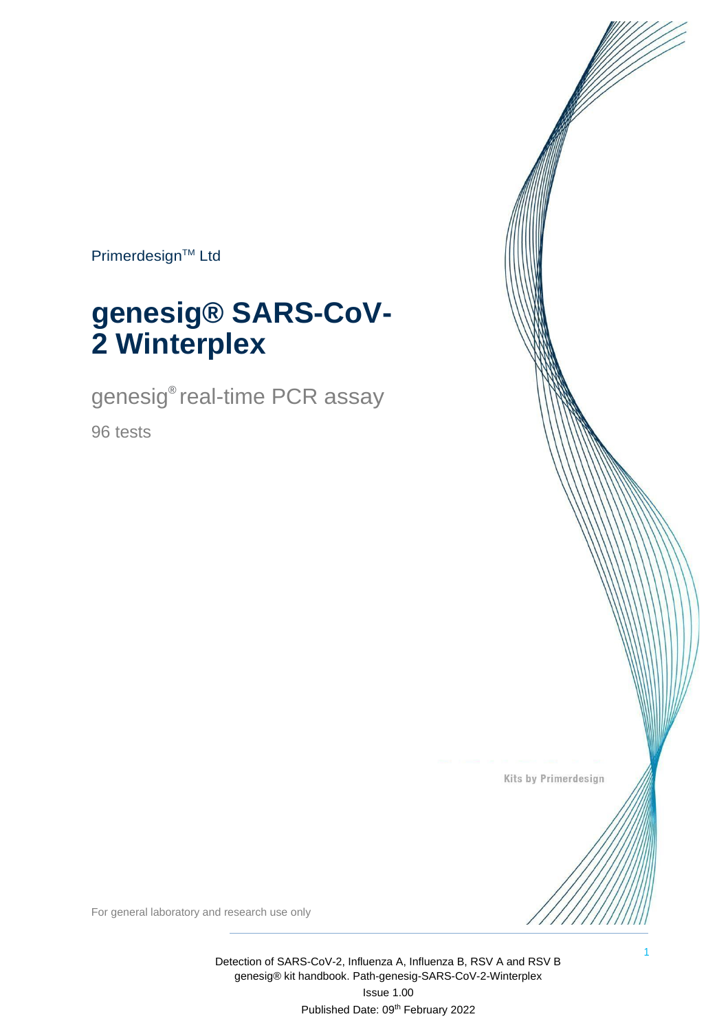Primerdesign™ Ltd

# genesig® SARS-CoV-2 Winterplex

genesig® real-time PCR assay

96 tests

Kits by Primerdesign

For general laboratory and research use only

Detection of SARS-CoV-2, Influenza A, Influenza B, RSV A and RSV B
genesig® kit handbook. Path-genesig-SARS-CoV-2-Winterplex
Issue 1.00
Published Date: 09th February 2022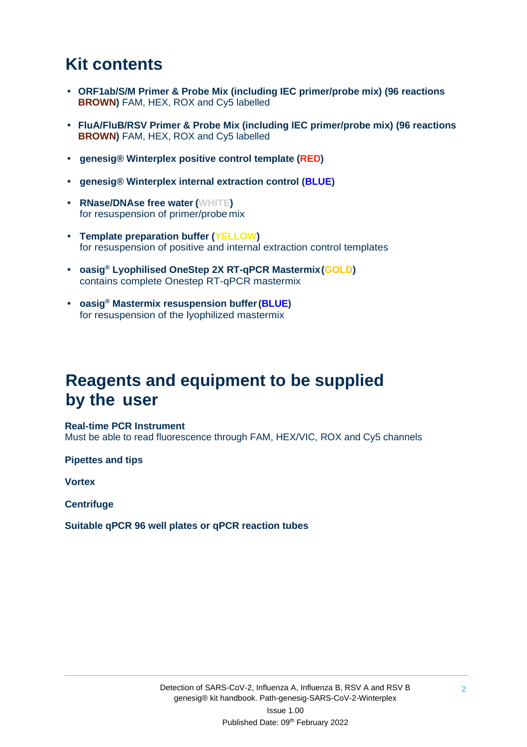## Kit contents

- **ORF1ab/S/M Primer & Probe Mix (including IEC primer/probe mix) (96 reactions BROWN)** FAM, HEX, ROX and Cy5 labelled
- **FluA/FluB/RSV Primer & Probe Mix (including IEC primer/probe mix) (96 reactions BROWN)** FAM, HEX, ROX and Cy5 labelled
- **genesig® Winterplex positive control template (RED)**
- **genesig® Winterplex internal extraction control (BLUE)**
- **RNase/DNAse free water (WHITE)**
  for resuspension of primer/probe mix
- **Template preparation buffer (YELLOW)**
  for resuspension of positive and internal extraction control templates
- **oasig® Lyophilised OneStep 2X RT-qPCR Mastermix (GOLD)**
  contains complete Onestep RT-qPCR mastermix
- **oasig® Mastermix resuspension buffer (BLUE)**
  for resuspension of the lyophilized mastermix

## Reagents and equipment to be supplied by the user

**Real-time PCR Instrument**
Must be able to read fluorescence through FAM, HEX/VIC, ROX and Cy5 channels

**Pipettes and tips**

**Vortex**

**Centrifuge**

**Suitable qPCR 96 well plates or qPCR reaction tubes**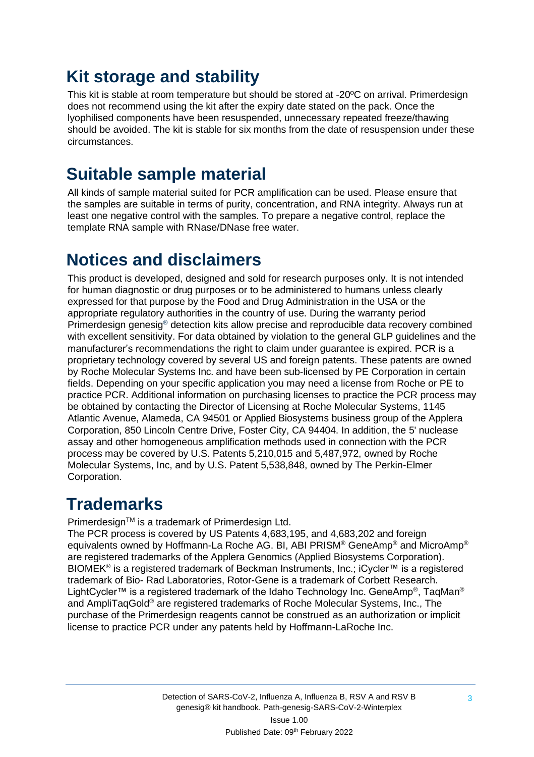## Kit storage and stability

This kit is stable at room temperature but should be stored at -20ºC on arrival. Primerdesign does not recommend using the kit after the expiry date stated on the pack. Once the lyophilised components have been resuspended, unnecessary repeated freeze/thawing should be avoided. The kit is stable for six months from the date of resuspension under these circumstances.

## Suitable sample material

All kinds of sample material suited for PCR amplification can be used. Please ensure that the samples are suitable in terms of purity, concentration, and RNA integrity. Always run at least one negative control with the samples. To prepare a negative control, replace the template RNA sample with RNase/DNase free water.

## Notices and disclaimers

This product is developed, designed and sold for research purposes only. It is not intended for human diagnostic or drug purposes or to be administered to humans unless clearly expressed for that purpose by the Food and Drug Administration in the USA or the appropriate regulatory authorities in the country of use. During the warranty period Primerdesign genesig® detection kits allow precise and reproducible data recovery combined with excellent sensitivity. For data obtained by violation to the general GLP guidelines and the manufacturer's recommendations the right to claim under guarantee is expired. PCR is a proprietary technology covered by several US and foreign patents. These patents are owned by Roche Molecular Systems Inc. and have been sub-licensed by PE Corporation in certain fields. Depending on your specific application you may need a license from Roche or PE to practice PCR. Additional information on purchasing licenses to practice the PCR process may be obtained by contacting the Director of Licensing at Roche Molecular Systems, 1145 Atlantic Avenue, Alameda, CA 94501 or Applied Biosystems business group of the Applera Corporation, 850 Lincoln Centre Drive, Foster City, CA 94404. In addition, the 5' nuclease assay and other homogeneous amplification methods used in connection with the PCR process may be covered by U.S. Patents 5,210,015 and 5,487,972, owned by Roche Molecular Systems, Inc, and by U.S. Patent 5,538,848, owned by The Perkin-Elmer Corporation.

## Trademarks

Primerdesign™ is a trademark of Primerdesign Ltd.
The PCR process is covered by US Patents 4,683,195, and 4,683,202 and foreign equivalents owned by Hoffmann-La Roche AG. BI, ABI PRISM® GeneAmp® and MicroAmp® are registered trademarks of the Applera Genomics (Applied Biosystems Corporation). BIOMEK® is a registered trademark of Beckman Instruments, Inc.; iCycler™ is a registered trademark of Bio- Rad Laboratories, Rotor-Gene is a trademark of Corbett Research. LightCycler™ is a registered trademark of the Idaho Technology Inc. GeneAmp®, TaqMan® and AmpliTaqGold® are registered trademarks of Roche Molecular Systems, Inc., The purchase of the Primerdesign reagents cannot be construed as an authorization or implicit license to practice PCR under any patents held by Hoffmann-LaRoche Inc.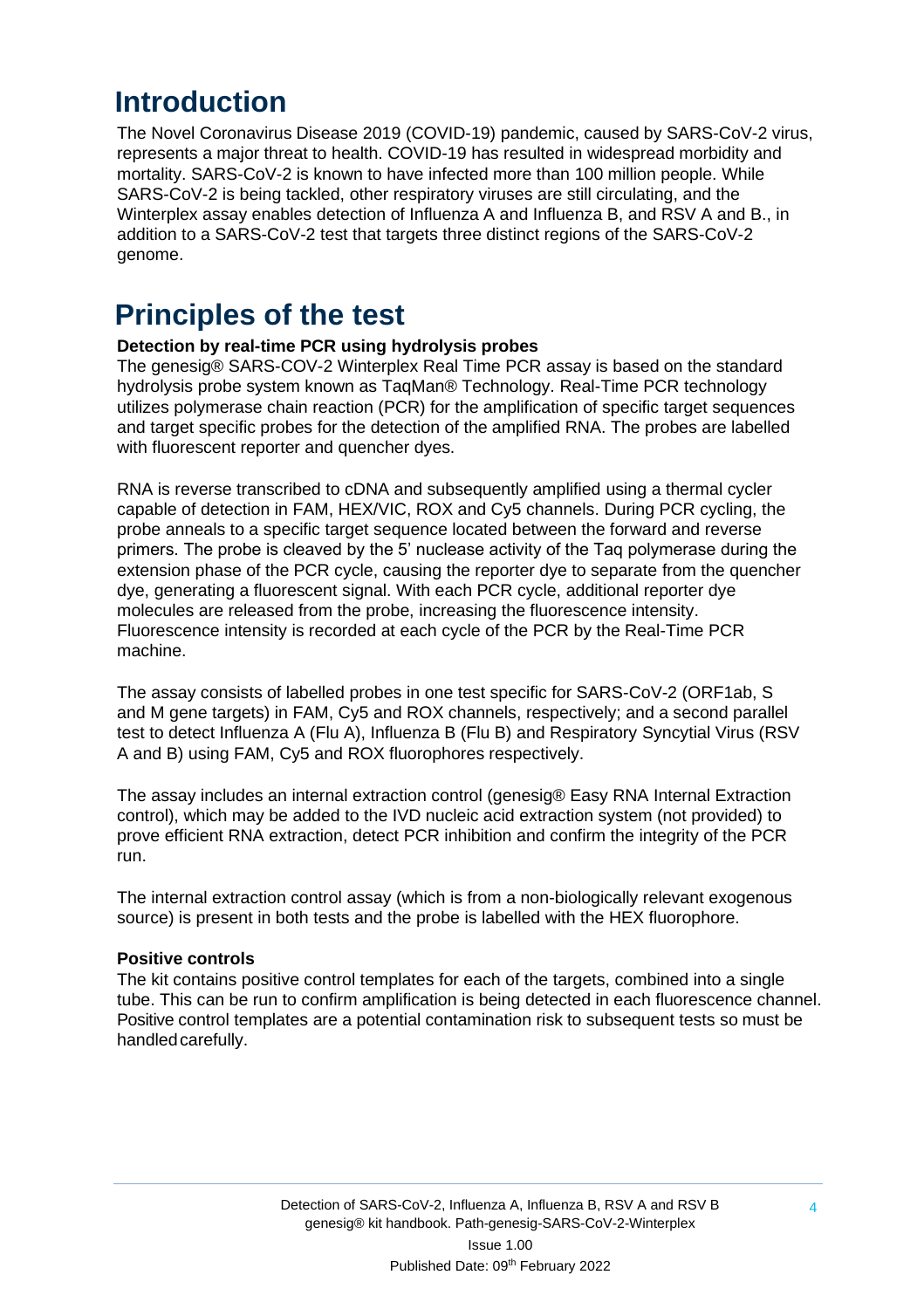# Introduction

The Novel Coronavirus Disease 2019 (COVID-19) pandemic, caused by SARS-CoV-2 virus, represents a major threat to health. COVID-19 has resulted in widespread morbidity and mortality. SARS-CoV-2 is known to have infected more than 100 million people. While SARS-CoV-2 is being tackled, other respiratory viruses are still circulating, and the Winterplex assay enables detection of Influenza A and Influenza B, and RSV A and B., in addition to a SARS-CoV-2 test that targets three distinct regions of the SARS-CoV-2 genome.

# Principles of the test

**Detection by real-time PCR using hydrolysis probes**

The genesig® SARS-COV-2 Winterplex Real Time PCR assay is based on the standard hydrolysis probe system known as TaqMan® Technology. Real-Time PCR technology utilizes polymerase chain reaction (PCR) for the amplification of specific target sequences and target specific probes for the detection of the amplified RNA. The probes are labelled with fluorescent reporter and quencher dyes.

RNA is reverse transcribed to cDNA and subsequently amplified using a thermal cycler capable of detection in FAM, HEX/VIC, ROX and Cy5 channels. During PCR cycling, the probe anneals to a specific target sequence located between the forward and reverse primers. The probe is cleaved by the 5' nuclease activity of the Taq polymerase during the extension phase of the PCR cycle, causing the reporter dye to separate from the quencher dye, generating a fluorescent signal. With each PCR cycle, additional reporter dye molecules are released from the probe, increasing the fluorescence intensity. Fluorescence intensity is recorded at each cycle of the PCR by the Real-Time PCR machine.

The assay consists of labelled probes in one test specific for SARS-CoV-2 (ORF1ab, S and M gene targets) in FAM, Cy5 and ROX channels, respectively; and a second parallel test to detect Influenza A (Flu A), Influenza B (Flu B) and Respiratory Syncytial Virus (RSV A and B) using FAM, Cy5 and ROX fluorophores respectively.

The assay includes an internal extraction control (genesig® Easy RNA Internal Extraction control), which may be added to the IVD nucleic acid extraction system (not provided) to prove efficient RNA extraction, detect PCR inhibition and confirm the integrity of the PCR run.

The internal extraction control assay (which is from a non-biologically relevant exogenous source) is present in both tests and the probe is labelled with the HEX fluorophore.

**Positive controls**

The kit contains positive control templates for each of the targets, combined into a single tube. This can be run to confirm amplification is being detected in each fluorescence channel. Positive control templates are a potential contamination risk to subsequent tests so must be handled carefully.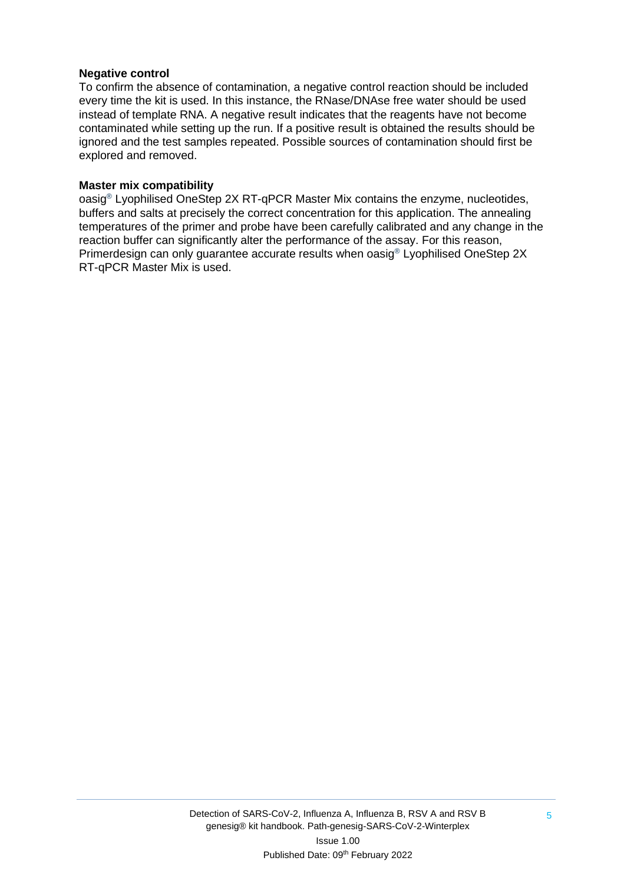**Negative control**

To confirm the absence of contamination, a negative control reaction should be included every time the kit is used. In this instance, the RNase/DNAse free water should be used instead of template RNA. A negative result indicates that the reagents have not become contaminated while setting up the run. If a positive result is obtained the results should be ignored and the test samples repeated. Possible sources of contamination should first be explored and removed.

**Master mix compatibility**

oasig® Lyophilised OneStep 2X RT-qPCR Master Mix contains the enzyme, nucleotides, buffers and salts at precisely the correct concentration for this application. The annealing temperatures of the primer and probe have been carefully calibrated and any change in the reaction buffer can significantly alter the performance of the assay. For this reason, Primerdesign can only guarantee accurate results when oasig® Lyophilised OneStep 2X RT-qPCR Master Mix is used.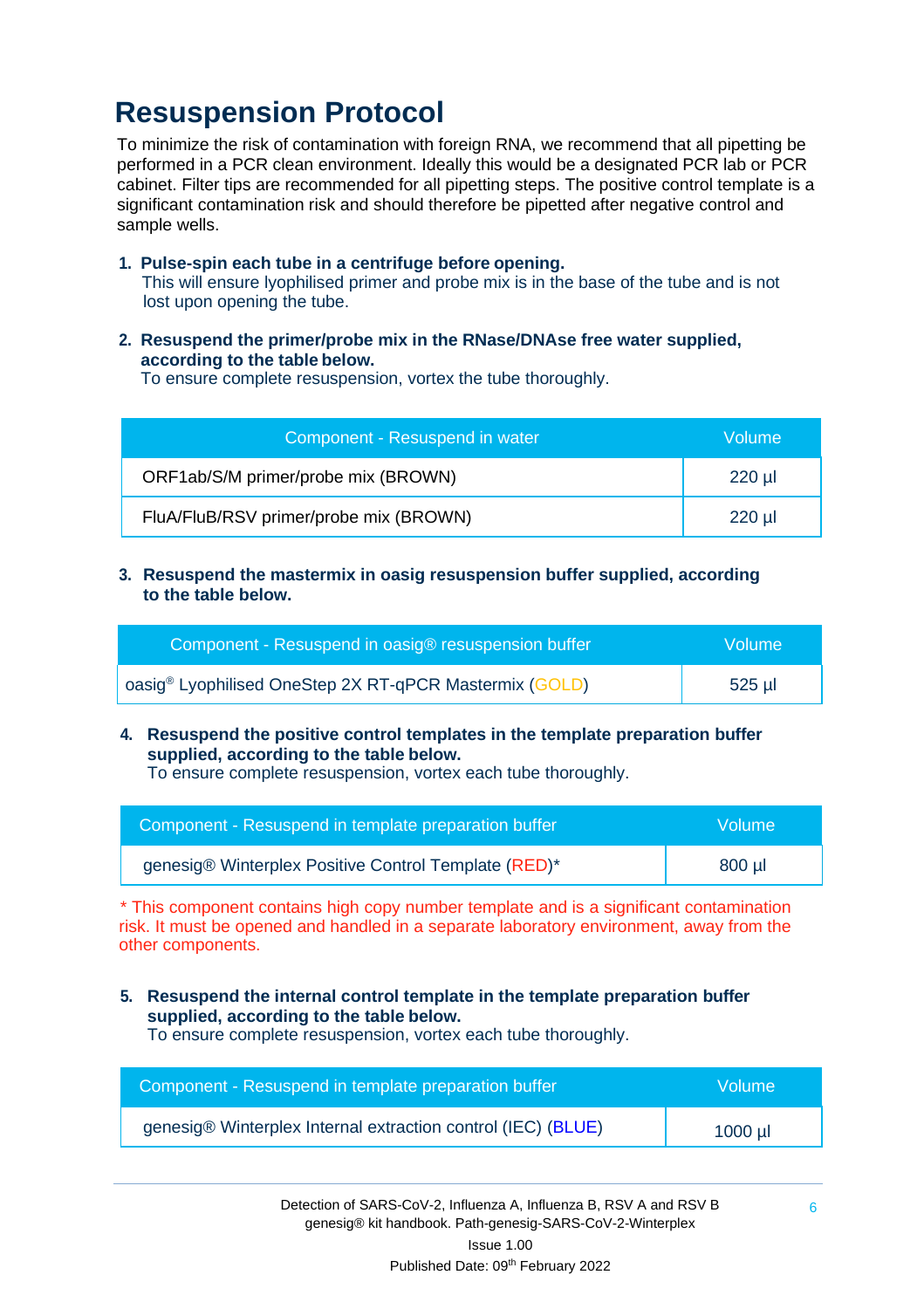# Resuspension Protocol

To minimize the risk of contamination with foreign RNA, we recommend that all pipetting be performed in a PCR clean environment. Ideally this would be a designated PCR lab or PCR cabinet. Filter tips are recommended for all pipetting steps. The positive control template is a significant contamination risk and should therefore be pipetted after negative control and sample wells.

1. **Pulse-spin each tube in a centrifuge before opening.**
   This will ensure lyophilised primer and probe mix is in the base of the tube and is not lost upon opening the tube.

2. **Resuspend the primer/probe mix in the RNase/DNAse free water supplied, according to the table below.**
   To ensure complete resuspension, vortex the tube thoroughly.

| Component - Resuspend in water | Volume |
| --- | --- |
| ORF1ab/S/M primer/probe mix (BROWN) | 220 µl |
| FluA/FluB/RSV primer/probe mix (BROWN) | 220 µl |

3. **Resuspend the mastermix in oasig resuspension buffer supplied, according to the table below.**

| Component - Resuspend in oasig® resuspension buffer | Volume |
| --- | --- |
| oasig® Lyophilised OneStep 2X RT-qPCR Mastermix (GOLD) | 525 µl |

4. **Resuspend the positive control templates in the template preparation buffer supplied, according to the table below.**
   To ensure complete resuspension, vortex each tube thoroughly.

| Component - Resuspend in template preparation buffer | Volume |
| --- | --- |
| genesig® Winterplex Positive Control Template (RED)* | 800 µl |

* This component contains high copy number template and is a significant contamination risk. It must be opened and handled in a separate laboratory environment, away from the other components.

5. **Resuspend the internal control template in the template preparation buffer supplied, according to the table below.**
   To ensure complete resuspension, vortex each tube thoroughly.

| Component - Resuspend in template preparation buffer | Volume |
| --- | --- |
| genesig® Winterplex Internal extraction control (IEC) (BLUE) | 1000 µl |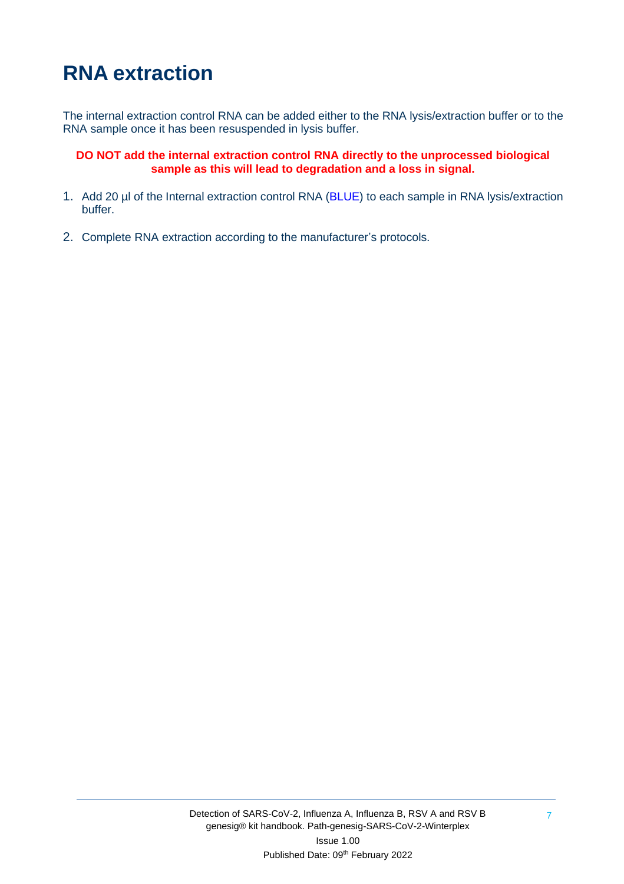# RNA extraction

The internal extraction control RNA can be added either to the RNA lysis/extraction buffer or to the RNA sample once it has been resuspended in lysis buffer.

**DO NOT add the internal extraction control RNA directly to the unprocessed biological sample as this will lead to degradation and a loss in signal.**

1. Add 20 µl of the Internal extraction control RNA (BLUE) to each sample in RNA lysis/extraction buffer.

2. Complete RNA extraction according to the manufacturer's protocols.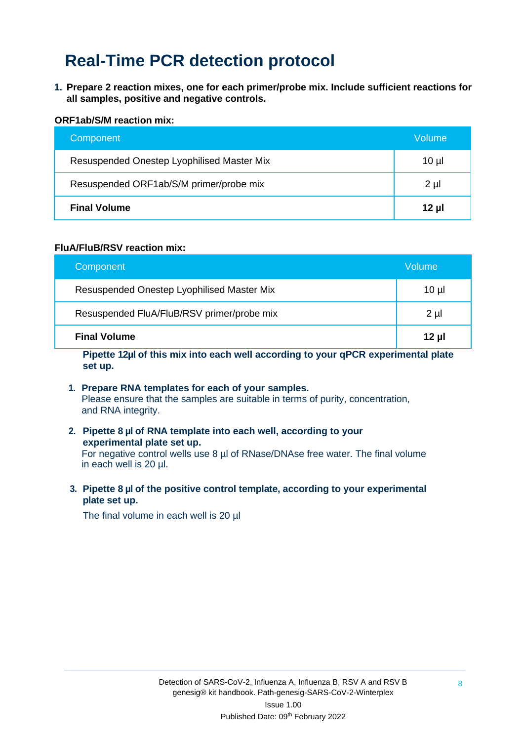# Real-Time PCR detection protocol

1. **Prepare 2 reaction mixes, one for each primer/probe mix. Include sufficient reactions for all samples, positive and negative controls.**

**ORF1ab/S/M reaction mix:**

| Component | Volume |
|---|---|
| Resuspended Onestep Lyophilised Master Mix | 10 µl |
| Resuspended ORF1ab/S/M primer/probe mix | 2 µl |
| **Final Volume** | **12 µl** |

**FluA/FluB/RSV reaction mix:**

| Component | Volume |
|---|---|
| Resuspended Onestep Lyophilised Master Mix | 10 µl |
| Resuspended FluA/FluB/RSV primer/probe mix | 2 µl |
| **Final Volume** | **12 µl** |

**Pipette 12µl of this mix into each well according to your qPCR experimental plate set up.**

1. **Prepare RNA templates for each of your samples.**
   Please ensure that the samples are suitable in terms of purity, concentration, and RNA integrity.

2. **Pipette 8 µl of RNA template into each well, according to your experimental plate set up.**
   For negative control wells use 8 µl of RNase/DNAse free water. The final volume in each well is 20 µl.

3. **Pipette 8 µl of the positive control template, according to your experimental plate set up.**

   The final volume in each well is 20 µl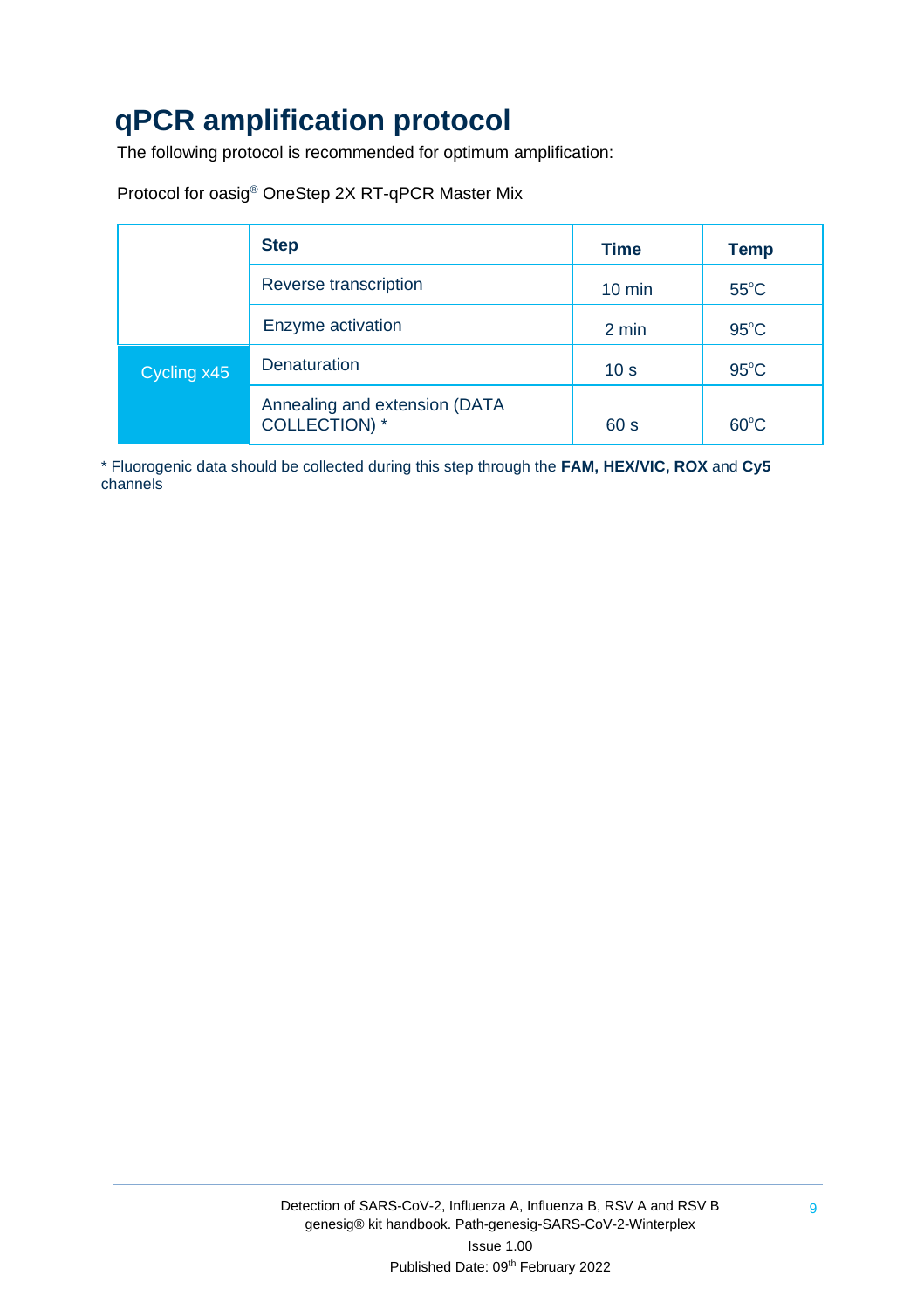# qPCR amplification protocol

The following protocol is recommended for optimum amplification:

Protocol for oasig® OneStep 2X RT-qPCR Master Mix

| | Step | Time | Temp |
|---|---|---|---|
| | Reverse transcription | 10 min | 55°C |
| | Enzyme activation | 2 min | 95°C |
| Cycling x45 | Denaturation | 10 s | 95°C |
| | Annealing and extension (DATA COLLECTION) * | 60 s | 60°C |

* Fluorogenic data should be collected during this step through the **FAM, HEX/VIC, ROX** and **Cy5** channels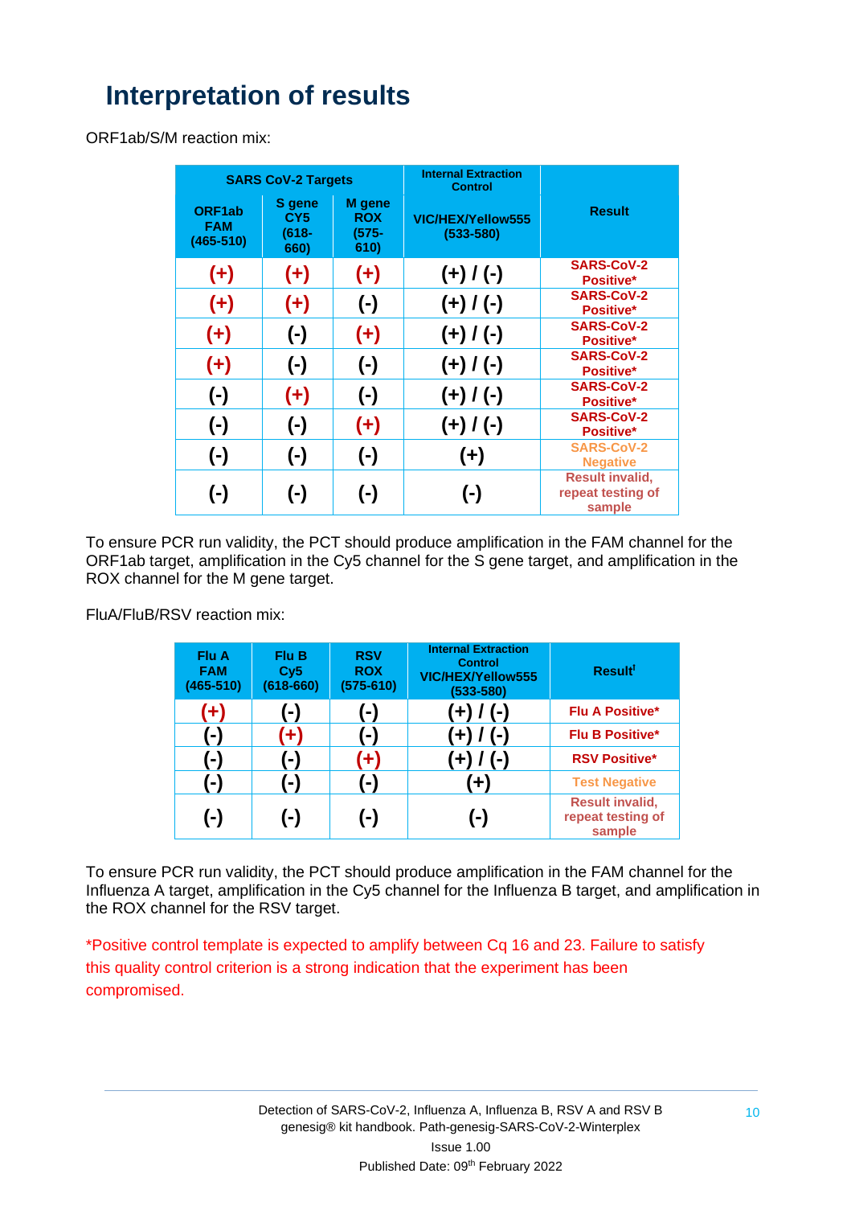# Interpretation of results

ORF1ab/S/M reaction mix:

| SARS CoV-2 Targets | | | Internal Extraction Control | Result |
|---|---|---|---|---|
| ORF1ab FAM (465-510) | S gene CY5 (618-660) | M gene ROX (575-610) | VIC/HEX/Yellow555 (533-580) | |
| (+) | (+) | (+) | (+) / (-) | SARS-CoV-2 Positive* |
| (+) | (+) | (-) | (+) / (-) | SARS-CoV-2 Positive* |
| (+) | (-) | (+) | (+) / (-) | SARS-CoV-2 Positive* |
| (+) | (-) | (-) | (+) / (-) | SARS-CoV-2 Positive* |
| (-) | (+) | (-) | (+) / (-) | SARS-CoV-2 Positive* |
| (-) | (-) | (+) | (+) / (-) | SARS-CoV-2 Positive* |
| (-) | (-) | (-) | (+) | SARS-CoV-2 Negative |
| (-) | (-) | (-) | (-) | Result invalid, repeat testing of sample |

To ensure PCR run validity, the PCT should produce amplification in the FAM channel for the ORF1ab target, amplification in the Cy5 channel for the S gene target, and amplification in the ROX channel for the M gene target.

FluA/FluB/RSV reaction mix:

| Flu A FAM (465-510) | Flu B Cy5 (618-660) | RSV ROX (575-610) | Internal Extraction Control VIC/HEX/Yellow555 (533-580) | Result! |
|---|---|---|---|---|
| (+) | (-) | (-) | (+) / (-) | Flu A Positive* |
| (-) | (+) | (-) | (+) / (-) | Flu B Positive* |
| (-) | (-) | (+) | (+) / (-) | RSV Positive* |
| (-) | (-) | (-) | (+) | Test Negative |
| (-) | (-) | (-) | (-) | Result invalid, repeat testing of sample |

To ensure PCR run validity, the PCT should produce amplification in the FAM channel for the Influenza A target, amplification in the Cy5 channel for the Influenza B target, and amplification in the ROX channel for the RSV target.

*Positive control template is expected to amplify between Cq 16 and 23. Failure to satisfy this quality control criterion is a strong indication that the experiment has been compromised.